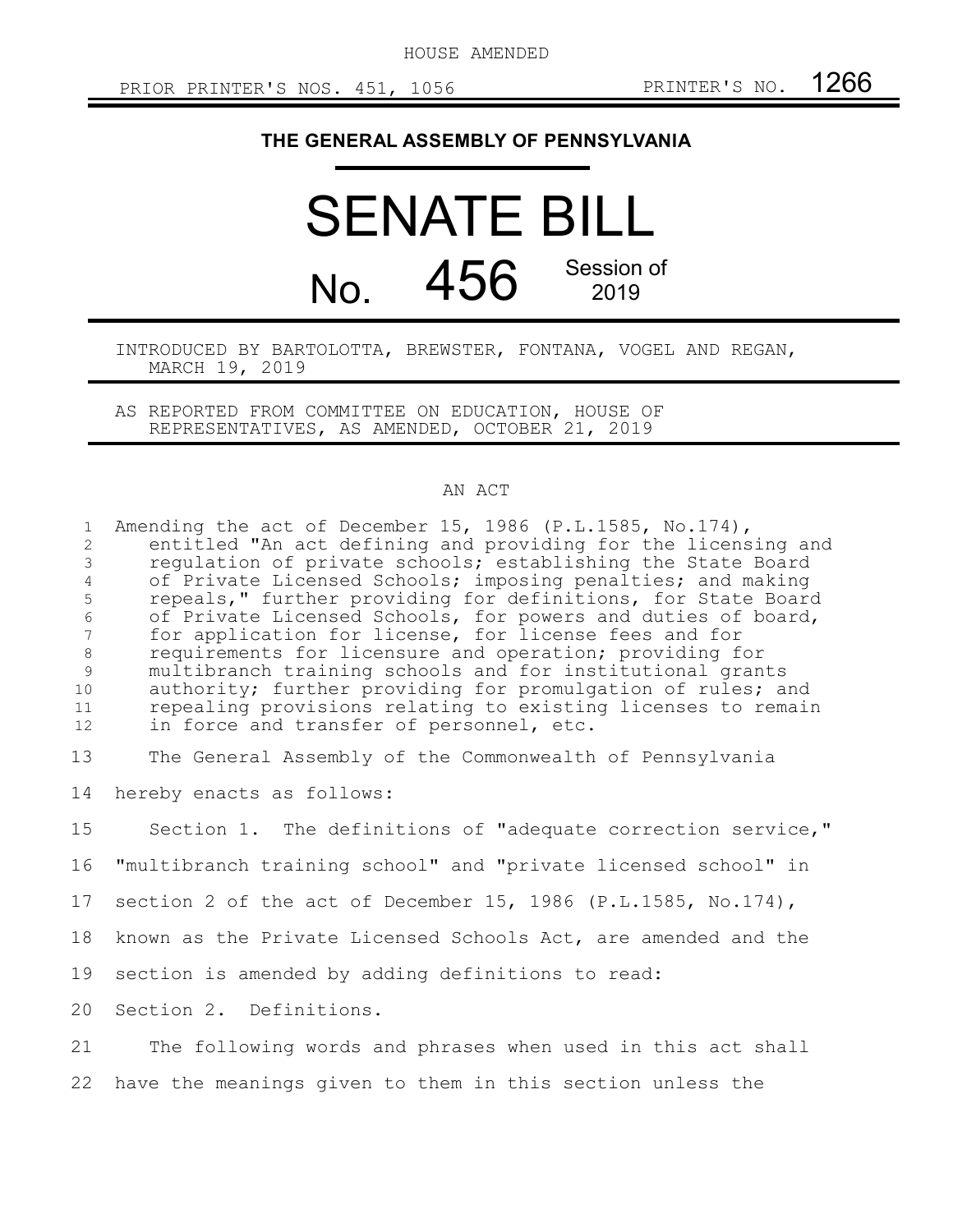HOUSE AMENDED

PRIOR PRINTER'S NOS. 451, 1056 PRINTER'S NO. 1266

# THE GENERAL ASSEMBLY OF PENNSYLVANIA

# SENATE BILL

## No. 456 Session of 2019

INTRODUCED BY BARTOLOTTA, BREWSTER, FONTANA, VOGEL AND REGAN, MARCH 19, 2019

AS REPORTED FROM COMMITTEE ON EDUCATION, HOUSE OF REPRESENTATIVES, AS AMENDED, OCTOBER 21, 2019

AN ACT

Amending the act of December 15, 1986 (P.L.1585, No.174), entitled "An act defining and providing for the licensing and regulation of private schools; establishing the State Board of Private Licensed Schools; imposing penalties; and making repeals," further providing for definitions, for State Board of Private Licensed Schools, for powers and duties of board, for application for license, for license fees and for requirements for licensure and operation; providing for multibranch training schools and for institutional grants authority; further providing for promulgation of rules; and repealing provisions relating to existing licenses to remain in force and transfer of personnel, etc.

The General Assembly of the Commonwealth of Pennsylvania hereby enacts as follows:

Section 1. The definitions of "adequate correction service," "multibranch training school" and "private licensed school" in section 2 of the act of December 15, 1986 (P.L.1585, No.174), known as the Private Licensed Schools Act, are amended and the section is amended by adding definitions to read:

Section 2. Definitions.

The following words and phrases when used in this act shall have the meanings given to them in this section unless the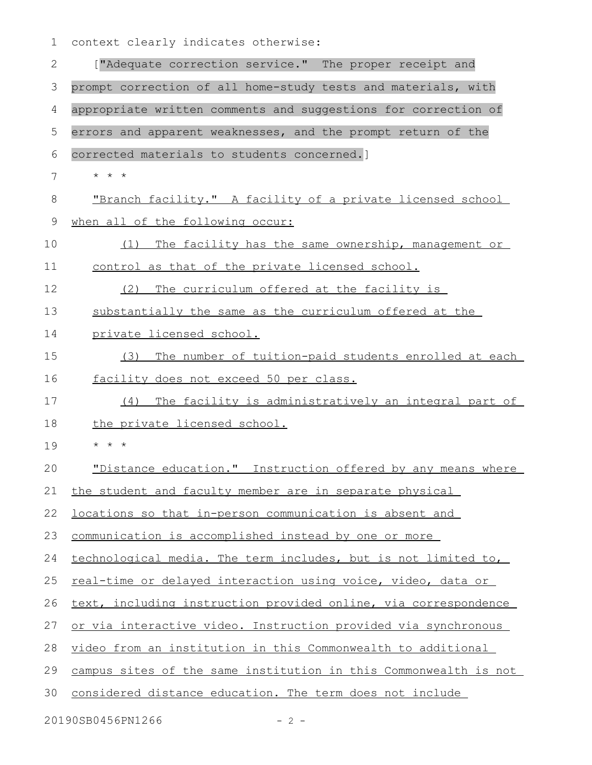context clearly indicates otherwise:

["Adequate correction service." The proper receipt and prompt correction of all home-study tests and materials, with appropriate written comments and suggestions for correction of errors and apparent weaknesses, and the prompt return of the corrected materials to students concerned.]

\* \* \*

"Branch facility." A facility of a private licensed school when all of the following occur:

(1) The facility has the same ownership, management or control as that of the private licensed school.

(2) The curriculum offered at the facility is substantially the same as the curriculum offered at the private licensed school.

(3) The number of tuition-paid students enrolled at each facility does not exceed 50 per class.

(4) The facility is administratively an integral part of the private licensed school.

\* \* \*

"Distance education." Instruction offered by any means where the student and faculty member are in separate physical locations so that in-person communication is absent and communication is accomplished instead by one or more technological media. The term includes, but is not limited to, real-time or delayed interaction using voice, video, data or text, including instruction provided online, via correspondence or via interactive video. Instruction provided via synchronous video from an institution in this Commonwealth to additional campus sites of the same institution in this Commonwealth is not considered distance education. The term does not include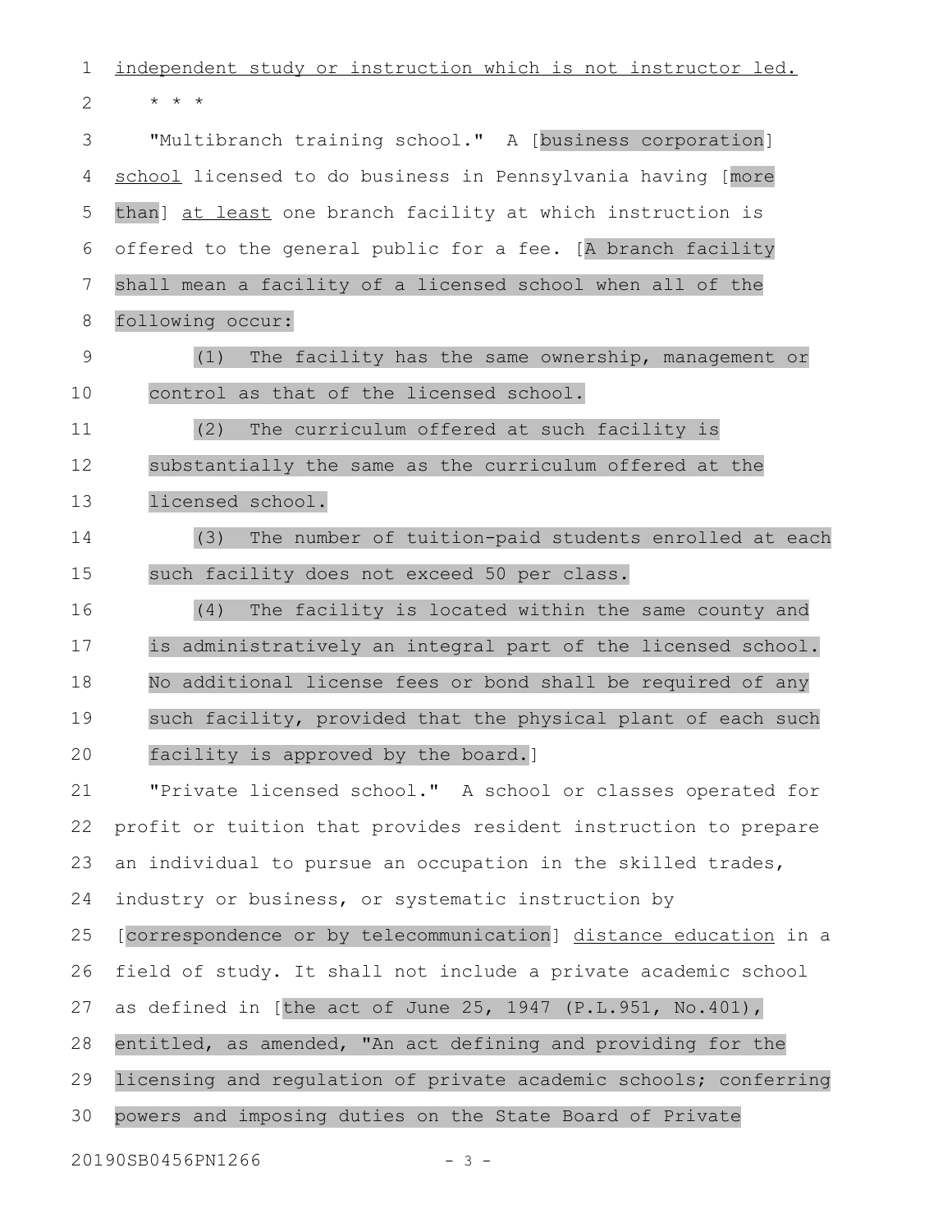independent study or instruction which is not instructor led.

\* \* \*

"Multibranch training school." A [business corporation] school licensed to do business in Pennsylvania having [more than] at least one branch facility at which instruction is offered to the general public for a fee. [A branch facility shall mean a facility of a licensed school when all of the following occur:

(1) The facility has the same ownership, management or control as that of the licensed school.

(2) The curriculum offered at such facility is substantially the same as the curriculum offered at the licensed school.

(3) The number of tuition-paid students enrolled at each such facility does not exceed 50 per class.

(4) The facility is located within the same county and is administratively an integral part of the licensed school. No additional license fees or bond shall be required of any such facility, provided that the physical plant of each such facility is approved by the board.]

"Private licensed school." A school or classes operated for profit or tuition that provides resident instruction to prepare an individual to pursue an occupation in the skilled trades, industry or business, or systematic instruction by [correspondence or by telecommunication] distance education in a field of study. It shall not include a private academic school as defined in [the act of June 25, 1947 (P.L.951, No.401), entitled, as amended, "An act defining and providing for the licensing and regulation of private academic schools; conferring powers and imposing duties on the State Board of Private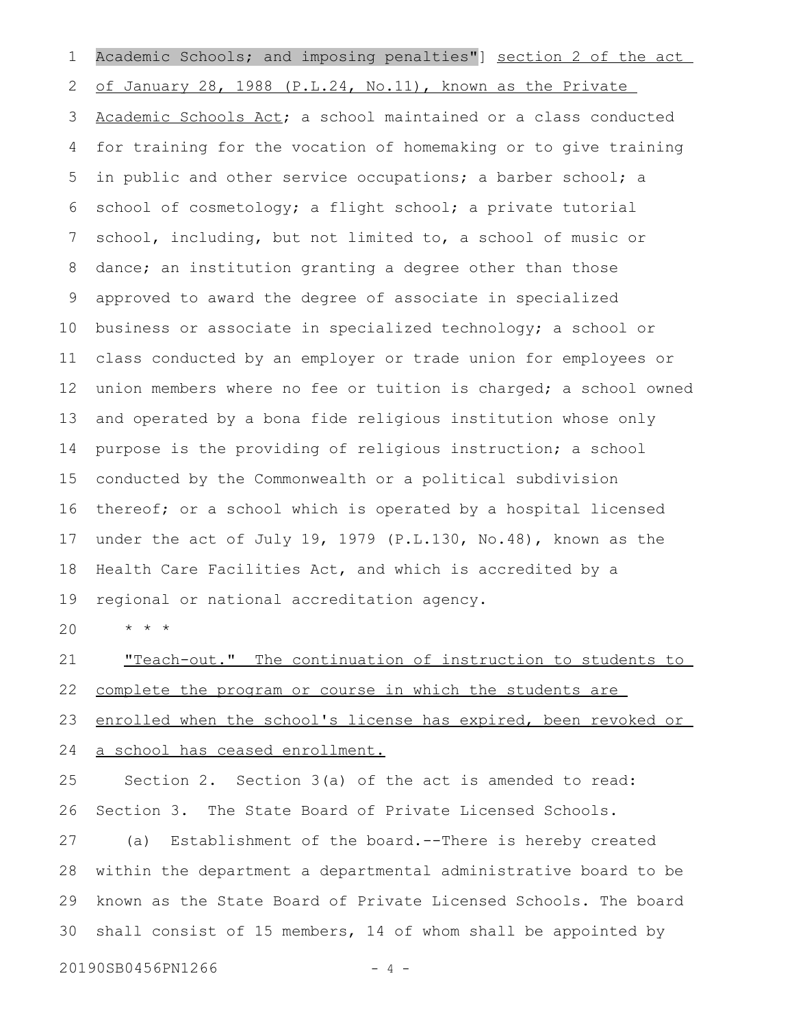Academic Schools; and imposing penalties"] section 2 of the act of January 28, 1988 (P.L.24, No.11), known as the Private Academic Schools Act; a school maintained or a class conducted for training for the vocation of homemaking or to give training in public and other service occupations; a barber school; a school of cosmetology; a flight school; a private tutorial school, including, but not limited to, a school of music or dance; an institution granting a degree other than those approved to award the degree of associate in specialized business or associate in specialized technology; a school or class conducted by an employer or trade union for employees or union members where no fee or tuition is charged; a school owned and operated by a bona fide religious institution whose only purpose is the providing of religious instruction; a school conducted by the Commonwealth or a political subdivision thereof; or a school which is operated by a hospital licensed under the act of July 19, 1979 (P.L.130, No.48), known as the Health Care Facilities Act, and which is accredited by a regional or national accreditation agency.

\* \* \*

"Teach-out." The continuation of instruction to students to complete the program or course in which the students are enrolled when the school's license has expired, been revoked or a school has ceased enrollment.

Section 2. Section 3(a) of the act is amended to read:

Section 3. The State Board of Private Licensed Schools.

(a) Establishment of the board.--There is hereby created within the department a departmental administrative board to be known as the State Board of Private Licensed Schools. The board shall consist of 15 members, 14 of whom shall be appointed by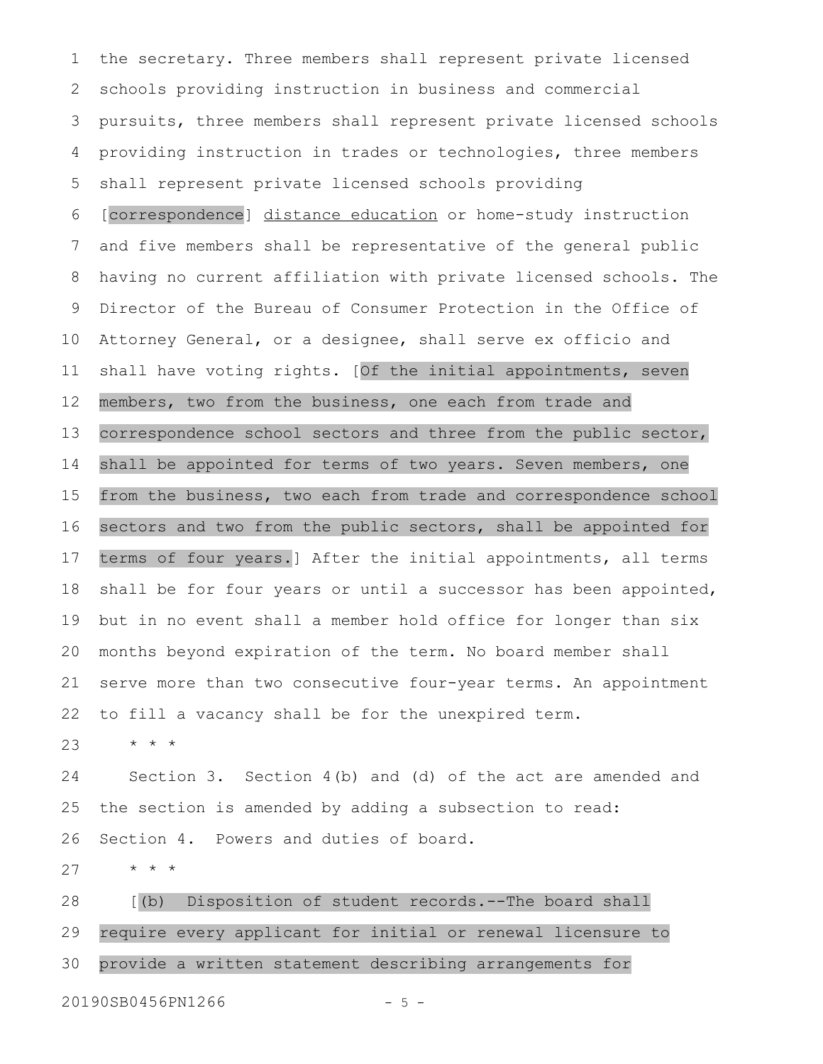the secretary. Three members shall represent private licensed schools providing instruction in business and commercial pursuits, three members shall represent private licensed schools providing instruction in trades or technologies, three members shall represent private licensed schools providing [correspondence] <u>distance education</u> or home-study instruction and five members shall be representative of the general public having no current affiliation with private licensed schools. The Director of the Bureau of Consumer Protection in the Office of Attorney General, or a designee, shall serve ex officio and shall have voting rights. [Of the initial appointments, seven members, two from the business, one each from trade and correspondence school sectors and three from the public sector, shall be appointed for terms of two years. Seven members, one from the business, two each from trade and correspondence school sectors and two from the public sectors, shall be appointed for terms of four years.] After the initial appointments, all terms shall be for four years or until a successor has been appointed, but in no event shall a member hold office for longer than six months beyond expiration of the term. No board member shall serve more than two consecutive four-year terms. An appointment to fill a vacancy shall be for the unexpired term.

\* \* \*

Section 3. Section 4(b) and (d) of the act are amended and the section is amended by adding a subsection to read:

Section 4. Powers and duties of board.

\* \* \*

[(b) Disposition of student records.--The board shall require every applicant for initial or renewal licensure to provide a written statement describing arrangements for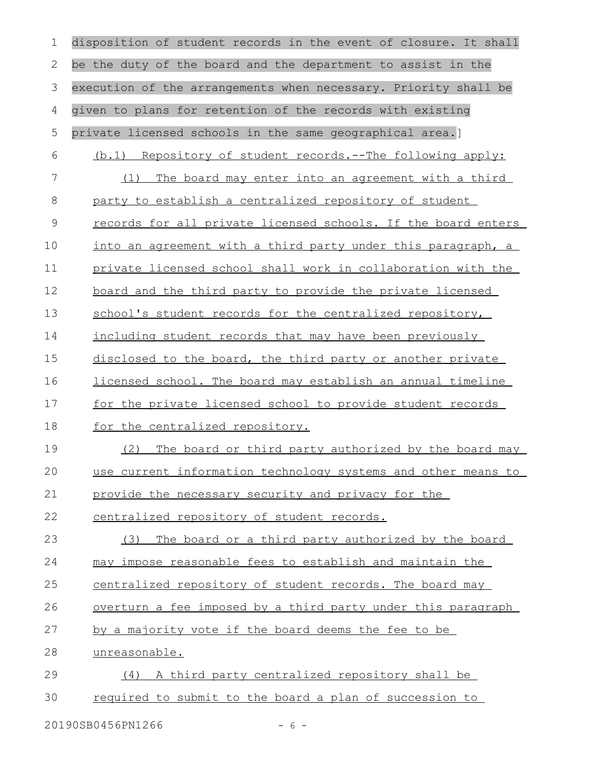disposition of student records in the event of closure. It shall be the duty of the board and the department to assist in the execution of the arrangements when necessary. Priority shall be given to plans for retention of the records with existing private licensed schools in the same geographical area.]

(b.1) Repository of student records.--The following apply:

(1) The board may enter into an agreement with a third party to establish a centralized repository of student records for all private licensed schools. If the board enters into an agreement with a third party under this paragraph, a private licensed school shall work in collaboration with the board and the third party to provide the private licensed school's student records for the centralized repository, including student records that may have been previously disclosed to the board, the third party or another private licensed school. The board may establish an annual timeline for the private licensed school to provide student records for the centralized repository.

(2) The board or third party authorized by the board may use current information technology systems and other means to provide the necessary security and privacy for the centralized repository of student records.

(3) The board or a third party authorized by the board may impose reasonable fees to establish and maintain the centralized repository of student records. The board may overturn a fee imposed by a third party under this paragraph by a majority vote if the board deems the fee to be unreasonable.

(4) A third party centralized repository shall be required to submit to the board a plan of succession to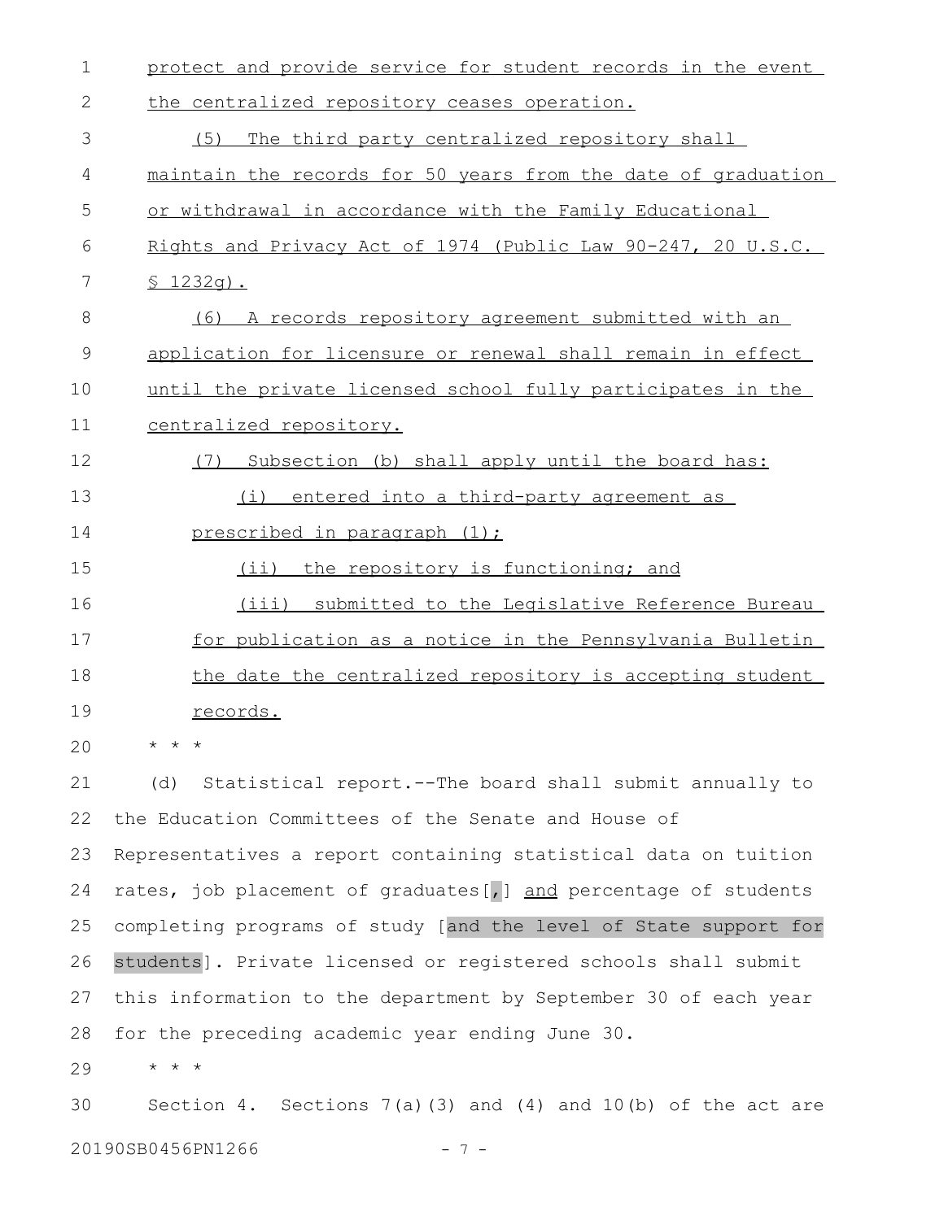protect and provide service for student records in the event the centralized repository ceases operation.

(5) The third party centralized repository shall maintain the records for 50 years from the date of graduation or withdrawal in accordance with the Family Educational Rights and Privacy Act of 1974 (Public Law 90-247, 20 U.S.C. § 1232g).

(6) A records repository agreement submitted with an application for licensure or renewal shall remain in effect until the private licensed school fully participates in the centralized repository.

(7) Subsection (b) shall apply until the board has:

(i) entered into a third-party agreement as prescribed in paragraph (1);

(ii) the repository is functioning; and

(iii) submitted to the Legislative Reference Bureau for publication as a notice in the Pennsylvania Bulletin the date the centralized repository is accepting student records.

* * *

(d) Statistical report.--The board shall submit annually to the Education Committees of the Senate and House of Representatives a report containing statistical data on tuition rates, job placement of graduates[,] and percentage of students completing programs of study [and the level of State support for students]. Private licensed or registered schools shall submit this information to the department by September 30 of each year for the preceding academic year ending June 30.

* * *

Section 4. Sections 7(a)(3) and (4) and 10(b) of the act are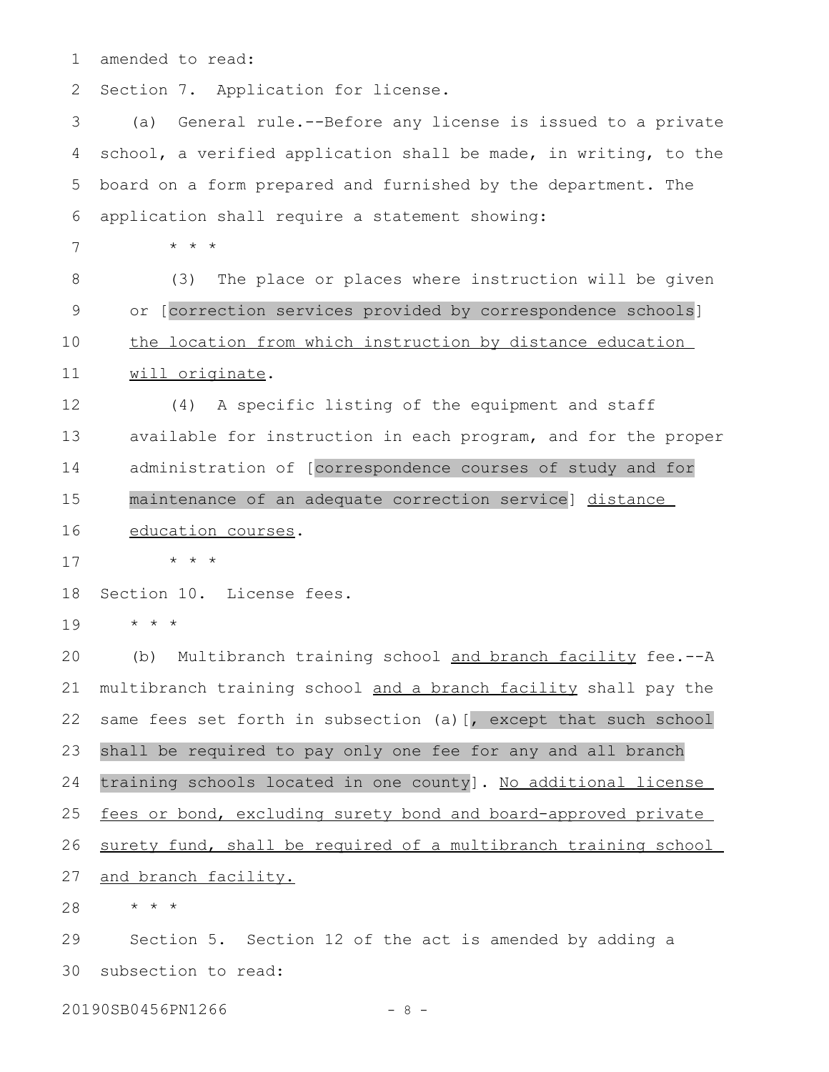amended to read:

Section 7. Application for license.

(a) General rule.--Before any license is issued to a private school, a verified application shall be made, in writing, to the board on a form prepared and furnished by the department. The application shall require a statement showing:

\* \* \*

(3) The place or places where instruction will be given or [correction services provided by correspondence schools] <u>the location from which instruction by distance education will originate</u>.

(4) A specific listing of the equipment and staff available for instruction in each program, and for the proper administration of [correspondence courses of study and for maintenance of an adequate correction service] <u>distance education courses</u>.

\* \* \*

Section 10. License fees.

\* \* \*

(b) Multibranch training school <u>and branch facility</u> fee.--A multibranch training school <u>and a branch facility</u> shall pay the same fees set forth in subsection (a)[, except that such school shall be required to pay only one fee for any and all branch training schools located in one county]. <u>No additional license fees or bond, excluding surety bond and board-approved private surety fund, shall be required of a multibranch training school and branch facility.</u>

\* \* \*

Section 5. Section 12 of the act is amended by adding a subsection to read: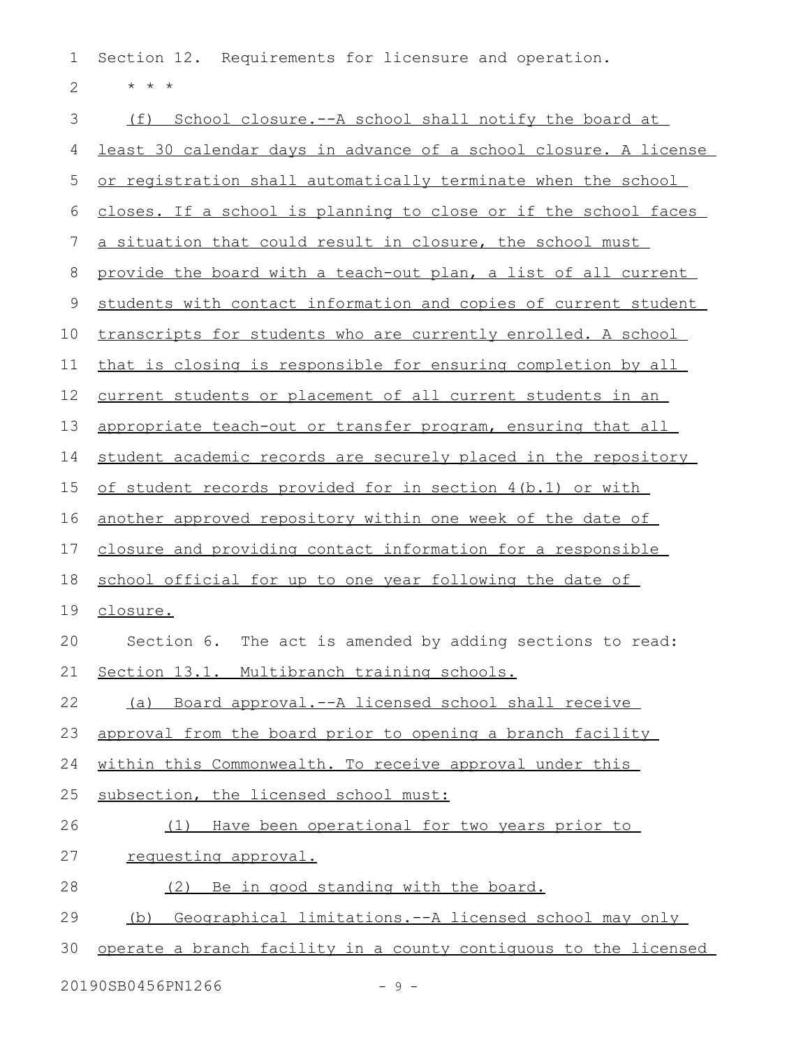Section 12. Requirements for licensure and operation.

\* \* \*

(f) School closure.--A school shall notify the board at least 30 calendar days in advance of a school closure. A license or registration shall automatically terminate when the school closes. If a school is planning to close or if the school faces a situation that could result in closure, the school must provide the board with a teach-out plan, a list of all current students with contact information and copies of current student transcripts for students who are currently enrolled. A school that is closing is responsible for ensuring completion by all current students or placement of all current students in an appropriate teach-out or transfer program, ensuring that all student academic records are securely placed in the repository of student records provided for in section 4(b.1) or with another approved repository within one week of the date of closure and providing contact information for a responsible school official for up to one year following the date of closure.

Section 6. The act is amended by adding sections to read:

Section 13.1. Multibranch training schools.

(a) Board approval.--A licensed school shall receive approval from the board prior to opening a branch facility within this Commonwealth. To receive approval under this subsection, the licensed school must:

(1) Have been operational for two years prior to requesting approval.

(2) Be in good standing with the board.

(b) Geographical limitations.--A licensed school may only operate a branch facility in a county contiguous to the licensed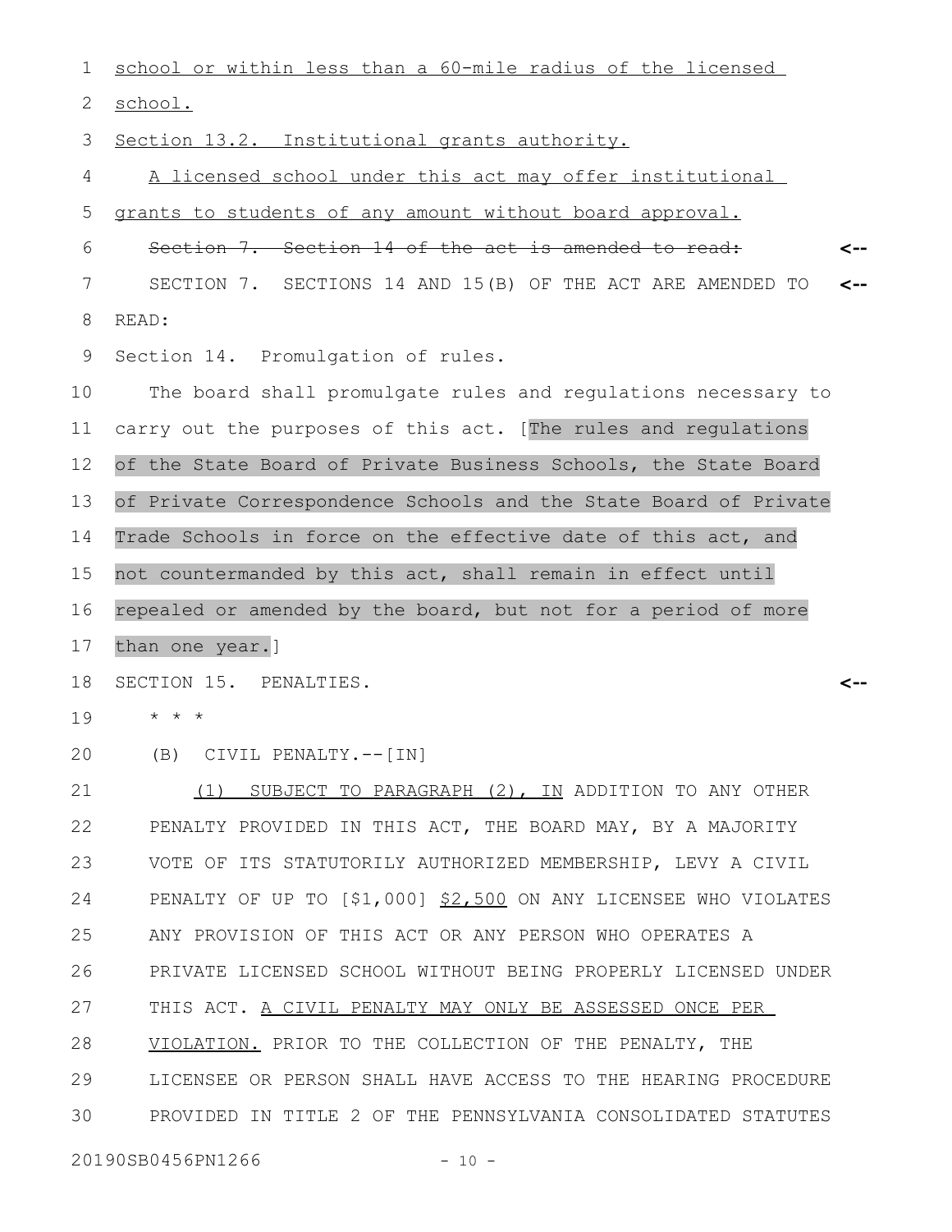school or within less than a 60-mile radius of the licensed school.

Section 13.2. Institutional grants authority.

A licensed school under this act may offer institutional grants to students of any amount without board approval.

~~Section 7. Section 14 of the act is amended to read:~~ <--

SECTION 7. SECTIONS 14 AND 15(B) OF THE ACT ARE AMENDED TO READ: <--

Section 14. Promulgation of rules.

The board shall promulgate rules and regulations necessary to carry out the purposes of this act. [The rules and regulations of the State Board of Private Business Schools, the State Board of Private Correspondence Schools and the State Board of Private Trade Schools in force on the effective date of this act, and not countermanded by this act, shall remain in effect until repealed or amended by the board, but not for a period of more than one year.]

SECTION 15. PENALTIES. <--

* * *

(B) CIVIL PENALTY.--[IN]

(1) SUBJECT TO PARAGRAPH (2), IN ADDITION TO ANY OTHER PENALTY PROVIDED IN THIS ACT, THE BOARD MAY, BY A MAJORITY VOTE OF ITS STATUTORILY AUTHORIZED MEMBERSHIP, LEVY A CIVIL PENALTY OF UP TO [$1,000] $2,500 ON ANY LICENSEE WHO VIOLATES ANY PROVISION OF THIS ACT OR ANY PERSON WHO OPERATES A PRIVATE LICENSED SCHOOL WITHOUT BEING PROPERLY LICENSED UNDER THIS ACT. A CIVIL PENALTY MAY ONLY BE ASSESSED ONCE PER VIOLATION. PRIOR TO THE COLLECTION OF THE PENALTY, THE LICENSEE OR PERSON SHALL HAVE ACCESS TO THE HEARING PROCEDURE PROVIDED IN TITLE 2 OF THE PENNSYLVANIA CONSOLIDATED STATUTES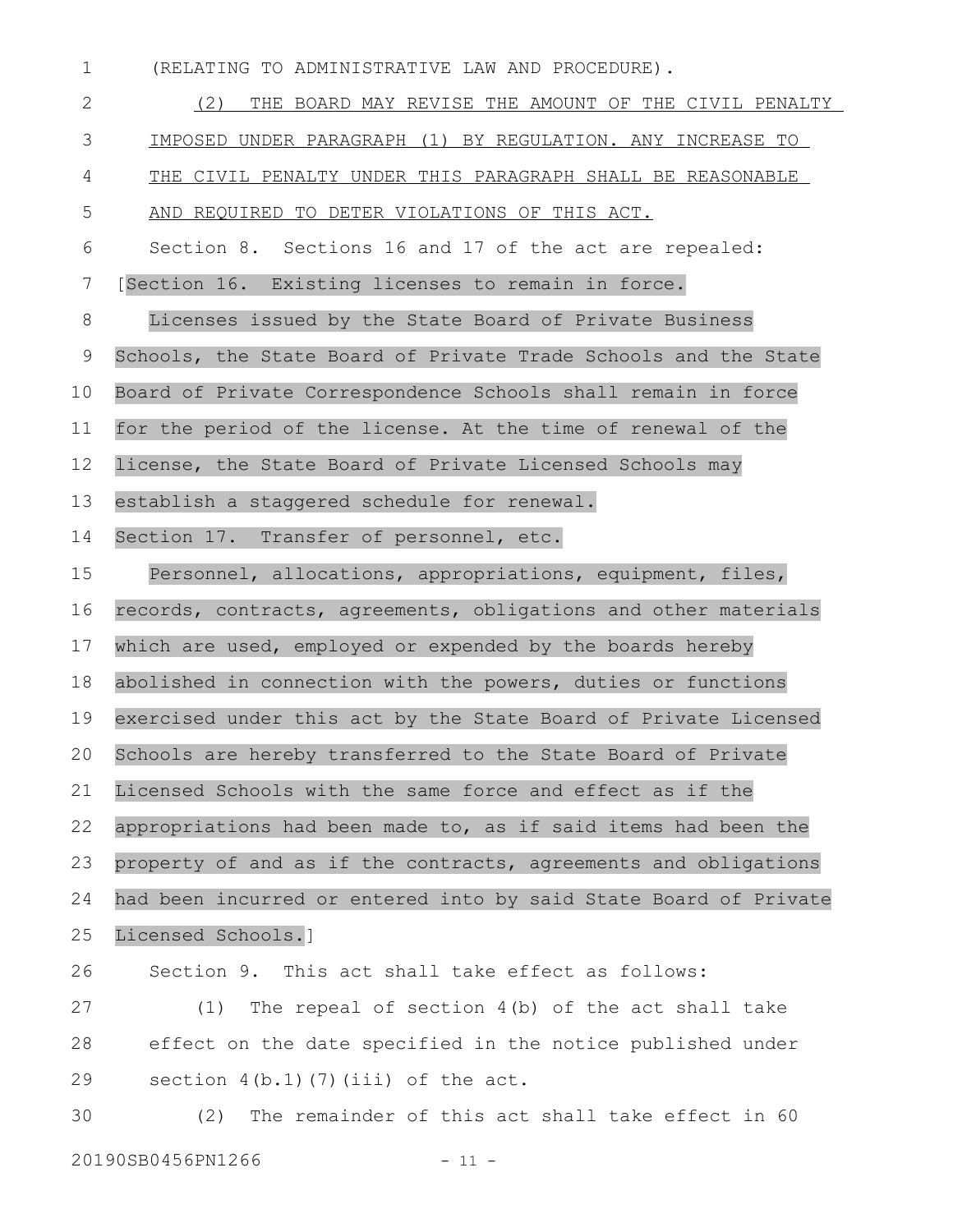(RELATING TO ADMINISTRATIVE LAW AND PROCEDURE).

(2) THE BOARD MAY REVISE THE AMOUNT OF THE CIVIL PENALTY IMPOSED UNDER PARAGRAPH (1) BY REGULATION. ANY INCREASE TO THE CIVIL PENALTY UNDER THIS PARAGRAPH SHALL BE REASONABLE AND REQUIRED TO DETER VIOLATIONS OF THIS ACT.

Section 8. Sections 16 and 17 of the act are repealed:

[Section 16. Existing licenses to remain in force.

Licenses issued by the State Board of Private Business Schools, the State Board of Private Trade Schools and the State Board of Private Correspondence Schools shall remain in force for the period of the license. At the time of renewal of the license, the State Board of Private Licensed Schools may establish a staggered schedule for renewal.

Section 17. Transfer of personnel, etc.

Personnel, allocations, appropriations, equipment, files, records, contracts, agreements, obligations and other materials which are used, employed or expended by the boards hereby abolished in connection with the powers, duties or functions exercised under this act by the State Board of Private Licensed Schools are hereby transferred to the State Board of Private Licensed Schools with the same force and effect as if the appropriations had been made to, as if said items had been the property of and as if the contracts, agreements and obligations had been incurred or entered into by said State Board of Private Licensed Schools.]

Section 9. This act shall take effect as follows:

(1) The repeal of section 4(b) of the act shall take effect on the date specified in the notice published under section 4(b.1)(7)(iii) of the act.

(2) The remainder of this act shall take effect in 60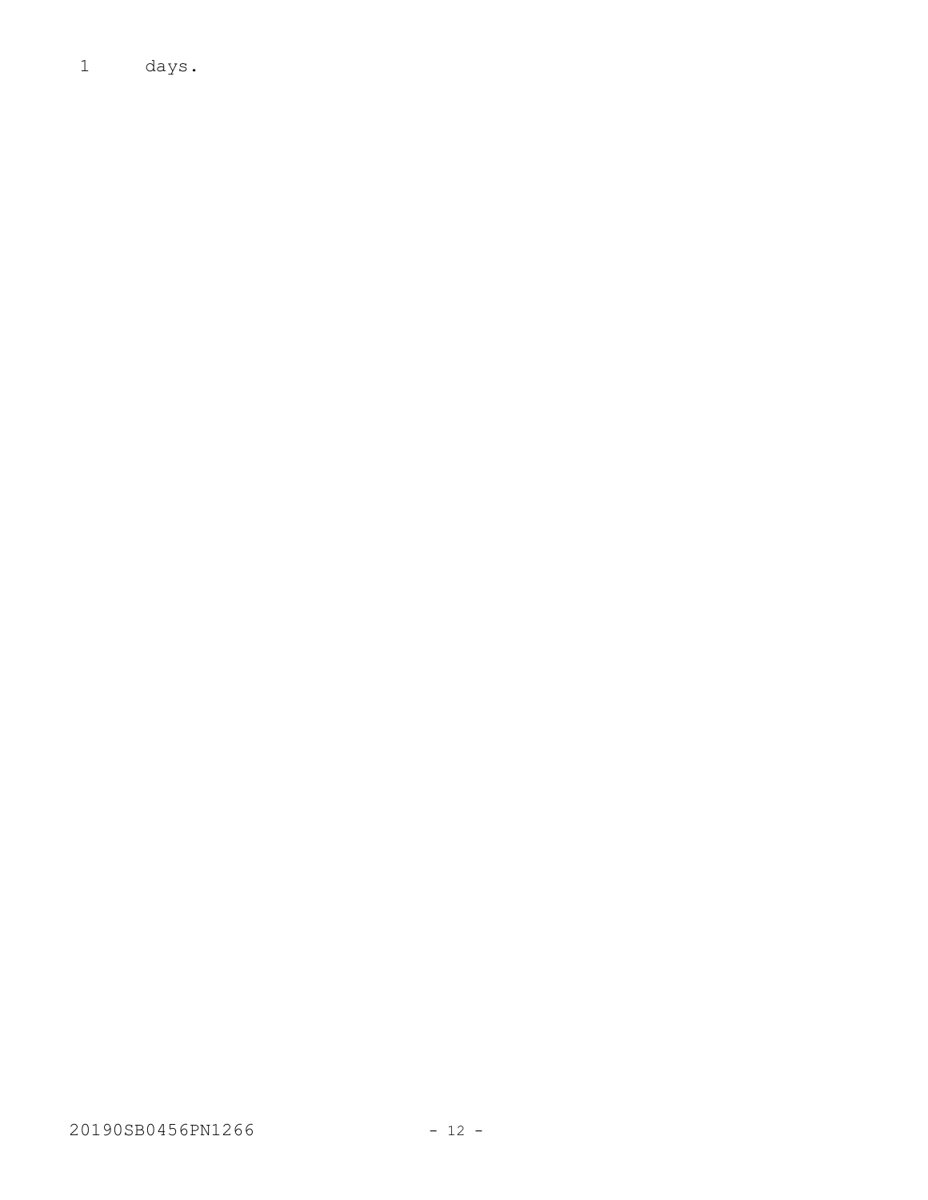days.